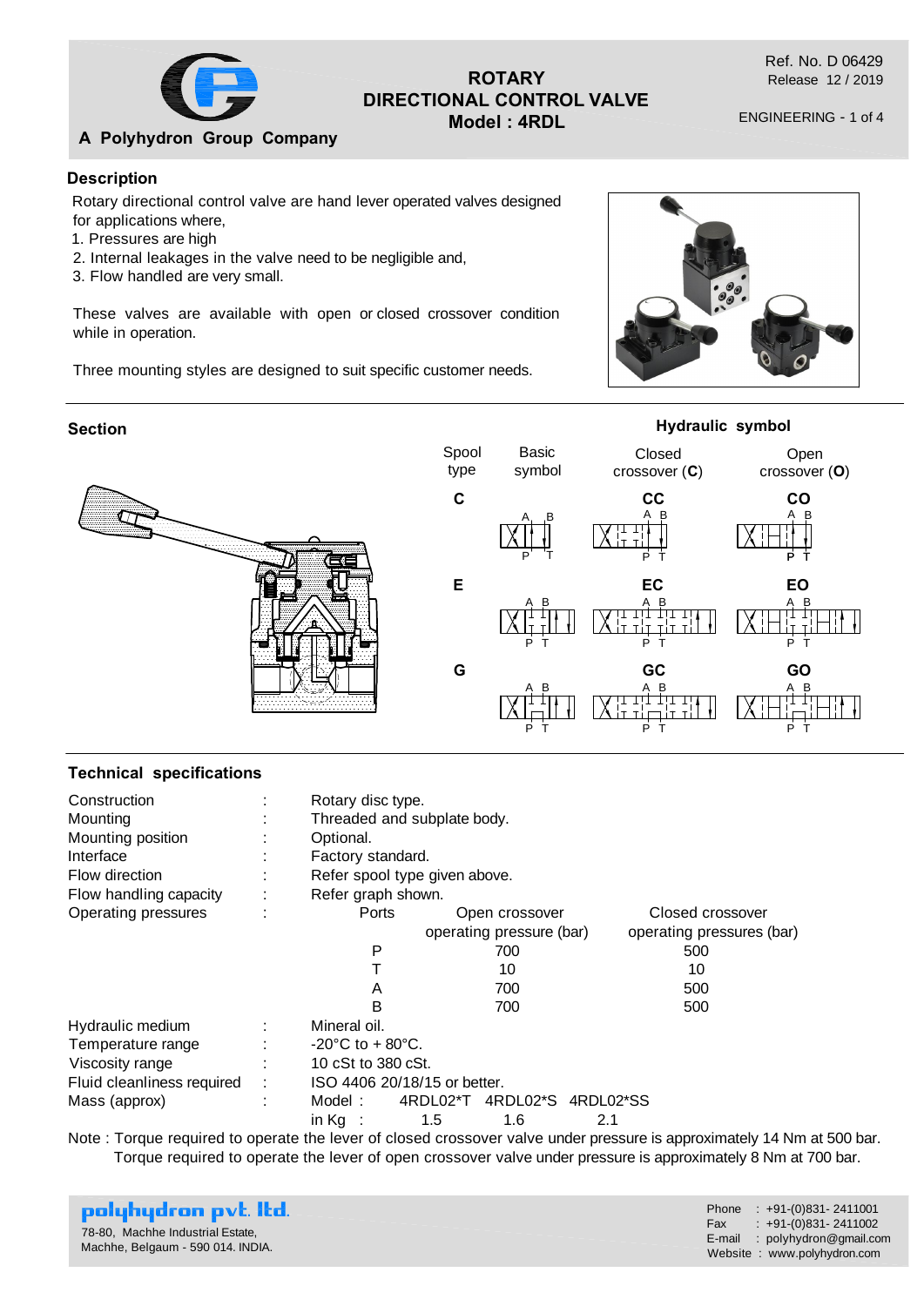# ROTARY DIRECTIONAL CONTROL VALVE
## Model : 4RDL

A Polyhydron Group Company

Ref. No. D 06429
Release 12 / 2019

ENGINEERING - 1 of 4

## Description

Rotary directional control valve are hand lever operated valves designed for applications where,

1. Pressures are high
2. Internal leakages in the valve need to be negligible and,
3. Flow handled are very small.

These valves are available with open or closed crossover condition while in operation.

Three mounting styles are designed to suit specific customer needs.

## Section

## Hydraulic symbol

| Spool type | Basic symbol | Closed crossover (**C**) | Open crossover (**O**) |
|---|---|---|---|
| C | | CC | CO |
| E | | EC | EO |
| G | | GC | GO |

## Technical specifications

| | | |
|---|---|---|
| Construction | : | Rotary disc type. |
| Mounting | : | Threaded and subplate body. |
| Mounting position | : | Optional. |
| Interface | : | Factory standard. |
| Flow direction | : | Refer spool type given above. |
| Flow handling capacity | : | Refer graph shown. |
| Operating pressures | : | |

| Ports | Open crossover operating pressure (bar) | Closed crossover operating pressures (bar) |
|---|---|---|
| P | 700 | 500 |
| T | 10 | 10 |
| A | 700 | 500 |
| B | 700 | 500 |

| | | |
|---|---|---|
| Hydraulic medium | : | Mineral oil. |
| Temperature range | : | -20°C to + 80°C. |
| Viscosity range | : | 10 cSt to 380 cSt. |
| Fluid cleanliness required | : | ISO 4406 20/18/15 or better. |
| Mass (approx) | : | |

| Model : | 4RDL02*T | 4RDL02*S | 4RDL02*SS |
|---|---|---|---|
| in Kg : | 1.5 | 1.6 | 2.1 |

Note : Torque required to operate the lever of closed crossover valve under pressure is approximately 14 Nm at 500 bar.
Torque required to operate the lever of open crossover valve under pressure is approximately 8 Nm at 700 bar.

**polyhydron pvt. ltd.**
78-80, Machhe Industrial Estate,
Machhe, Belgaum - 590 014. INDIA.

Phone : +91-(0)831- 2411001
Fax : +91-(0)831- 2411002
E-mail : polyhydron@gmail.com
Website : www.polyhydron.com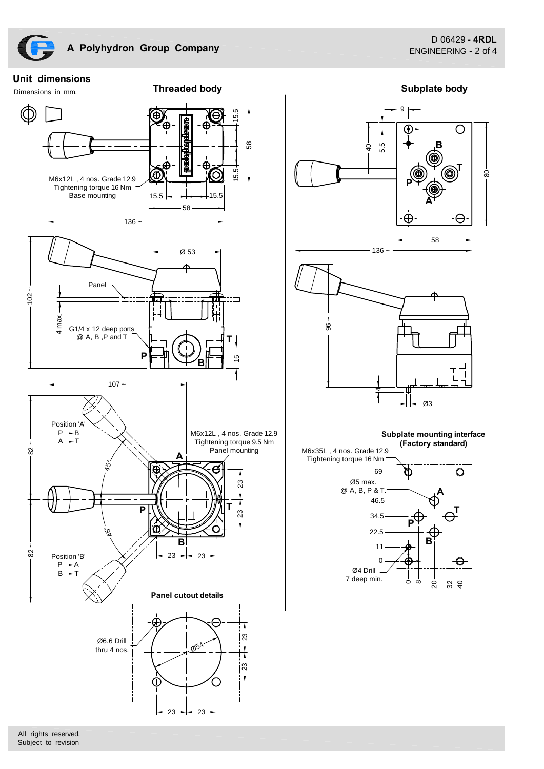## Unit dimensions

Dimensions in mm.

### Threaded body

M6x12L , 4 nos. Grade 12.9
Tightening torque 16 Nm
Base mounting

15.5 15.5 58 15.5 15.5 58

136 ~

Ø 53

Panel

102 ~

4 max.

G1/4 x 12 deep ports
@ A, B ,P and T

T P B 15

107 ~

Position 'A'
P → B
A → T

M6x12L , 4 nos. Grade 12.9
Tightening torque 9.5 Nm
Panel mounting

82 ~ 45° A 23 P T 23 45° B 82 ~

23 23

Position 'B'
P → A
B → T

### Panel cutout details

Ø6.6 Drill
thru 4 nos.

Ø54 23 23 23 23

### Subplate body

9 40 5.5 B T P A 80 58

136 ~

96 ~

4 Ø3

### Subplate mounting interface (Factory standard)

M6x35L , 4 nos. Grade 12.9
Tightening torque 16 Nm

69

Ø5 max.
@ A, B, P & T.

46.5 A
34.5 T P
22.5 B
11
0

Ø4 Drill
7 deep min.

0 8 20 32 40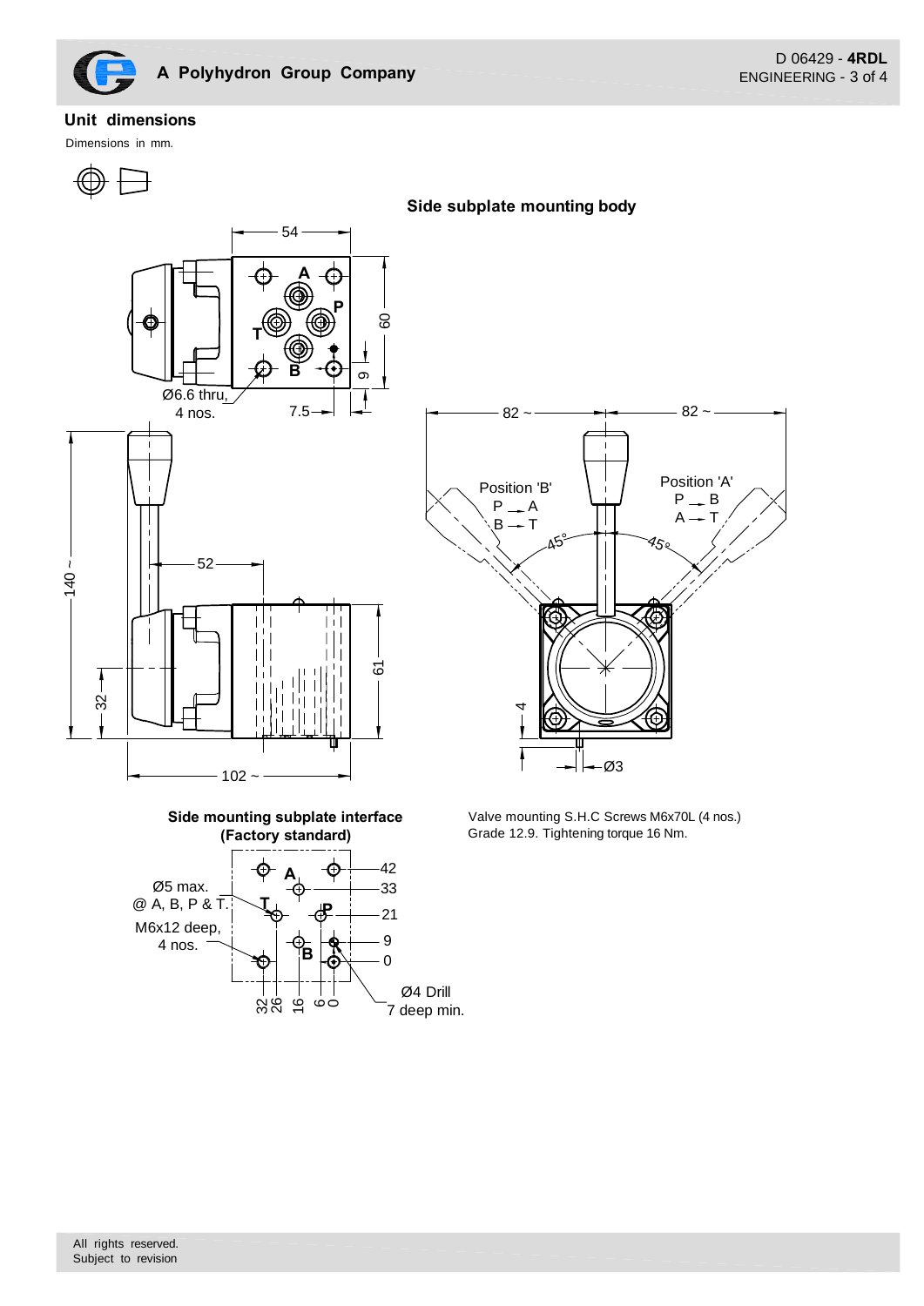## Unit dimensions

Dimensions in mm.

### Side subplate mounting body

54

A

P

T

B

60

9

Ø6.6 thru,
4 nos.

7.5

140 ~

52

61

32

102 ~

82 ~

82 ~

Position 'B'
P → A
B → T

Position 'A'
P → B
A → T

45°

45°

4

Ø3

### Side mounting subplate interface (Factory standard)

Ø5 max.
@ A, B, P & T.

M6x12 deep,
4 nos.

A

T

P

B

42

33

21

9

0

32 26 16 6 0

Ø4 Drill
7 deep min.

Valve mounting S.H.C Screws M6x70L (4 nos.)
Grade 12.9. Tightening torque 16 Nm.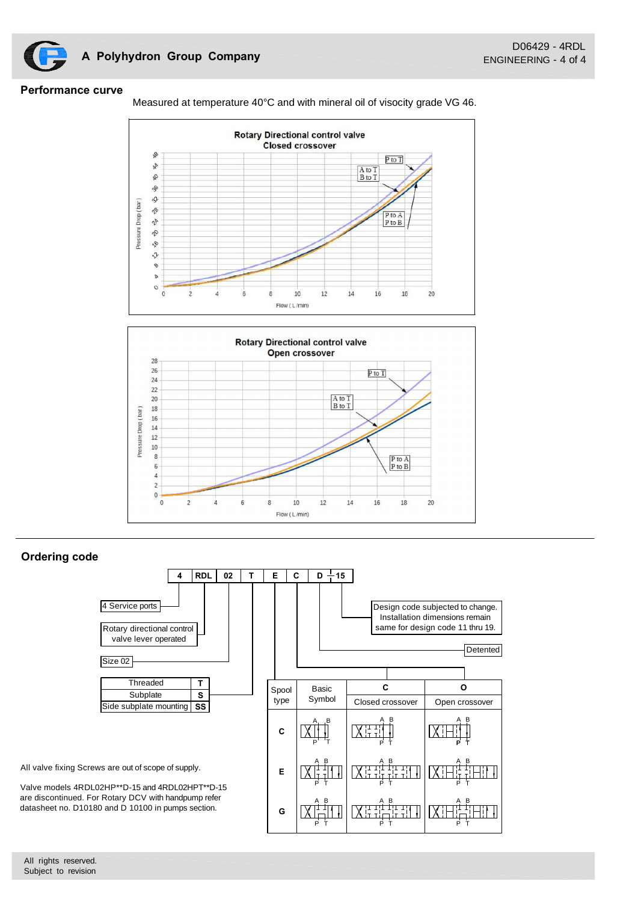## Performance curve

Measured at temperature 40°C and with mineral oil of visocity grade VG 46.

Rotary Directional control valve
Closed crossover

Pressure Drop ( bar )

0 4 8 12 16 20 24 28 32 36 40 44 48

Flow ( L /min)

0 2 4 6 8 10 12 14 16 18 20

P to T

A to T
B to T

P to A
P to B

Rotary Directional control valve
Open crossover

Pressure Drop ( bar )

0 2 4 6 8 10 12 14 16 18 20 22 24 26 28

Flow ( L /min)

0 2 4 6 8 10 12 14 16 18 20

P to T

A to T
B to T

P to A
P to B

## Ordering code

| 4 | RDL | 02 | T | E | C | D | 15 |
|---|---|---|---|---|---|---|---|

4 Service ports

Rotary directional control valve lever operated

Size 02

| | |
|---|---|
| Threaded | T |
| Subplate | S |
| Side subplate mounting | SS |

Design code subjected to change. Installation dimensions remain same for design code 11 thru 19.

Detented

| Spool type | Basic Symbol | C<br>Closed crossover | O<br>Open crossover |
|---|---|---|---|
| C | | | |
| E | | | |
| G | | | |

All valve fixing Screws are out of scope of supply.

Valve models 4RDL02HP**D-15 and 4RDL02HPT**D-15 are discontinued. For Rotary DCV with handpump refer datasheet no. D10180 and D 10100 in pumps section.